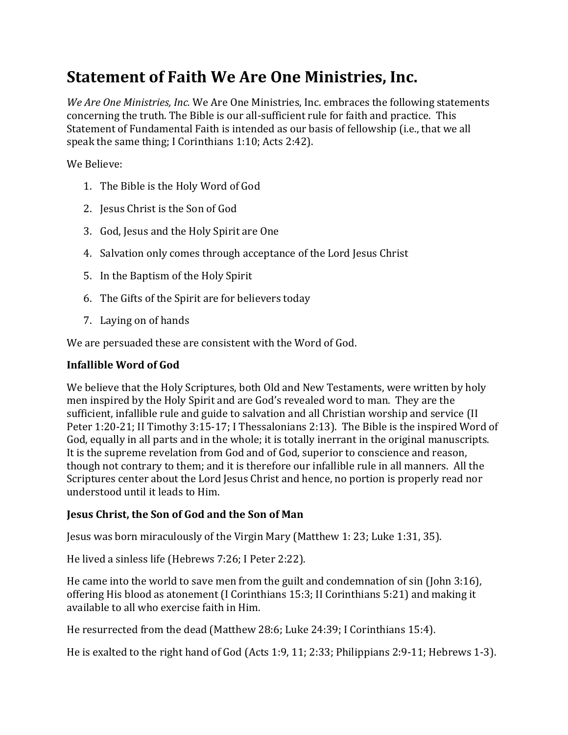# Statement of Faith We Are One Ministries, Inc.

*We Are One Ministries, Inc.* We Are One Ministries, Inc. embraces the following statements concerning the truth. The Bible is our all-sufficient rule for faith and practice. This Statement of Fundamental Faith is intended as our basis of fellowship (i.e., that we all speak the same thing; I Corinthians 1:10; Acts 2:42).

We Believe:

1. The Bible is the Holy Word of God
2. Jesus Christ is the Son of God
3. God, Jesus and the Holy Spirit are One
4. Salvation only comes through acceptance of the Lord Jesus Christ
5. In the Baptism of the Holy Spirit
6. The Gifts of the Spirit are for believers today
7. Laying on of hands

We are persuaded these are consistent with the Word of God.

**Infallible Word of God**

We believe that the Holy Scriptures, both Old and New Testaments, were written by holy men inspired by the Holy Spirit and are God's revealed word to man. They are the sufficient, infallible rule and guide to salvation and all Christian worship and service (II Peter 1:20-21; II Timothy 3:15-17; I Thessalonians 2:13). The Bible is the inspired Word of God, equally in all parts and in the whole; it is totally inerrant in the original manuscripts. It is the supreme revelation from God and of God, superior to conscience and reason, though not contrary to them; and it is therefore our infallible rule in all manners. All the Scriptures center about the Lord Jesus Christ and hence, no portion is properly read nor understood until it leads to Him.

**Jesus Christ, the Son of God and the Son of Man**

Jesus was born miraculously of the Virgin Mary (Matthew 1: 23; Luke 1:31, 35).

He lived a sinless life (Hebrews 7:26; I Peter 2:22).

He came into the world to save men from the guilt and condemnation of sin (John 3:16), offering His blood as atonement (I Corinthians 15:3; II Corinthians 5:21) and making it available to all who exercise faith in Him.

He resurrected from the dead (Matthew 28:6; Luke 24:39; I Corinthians 15:4).

He is exalted to the right hand of God (Acts 1:9, 11; 2:33; Philippians 2:9-11; Hebrews 1-3).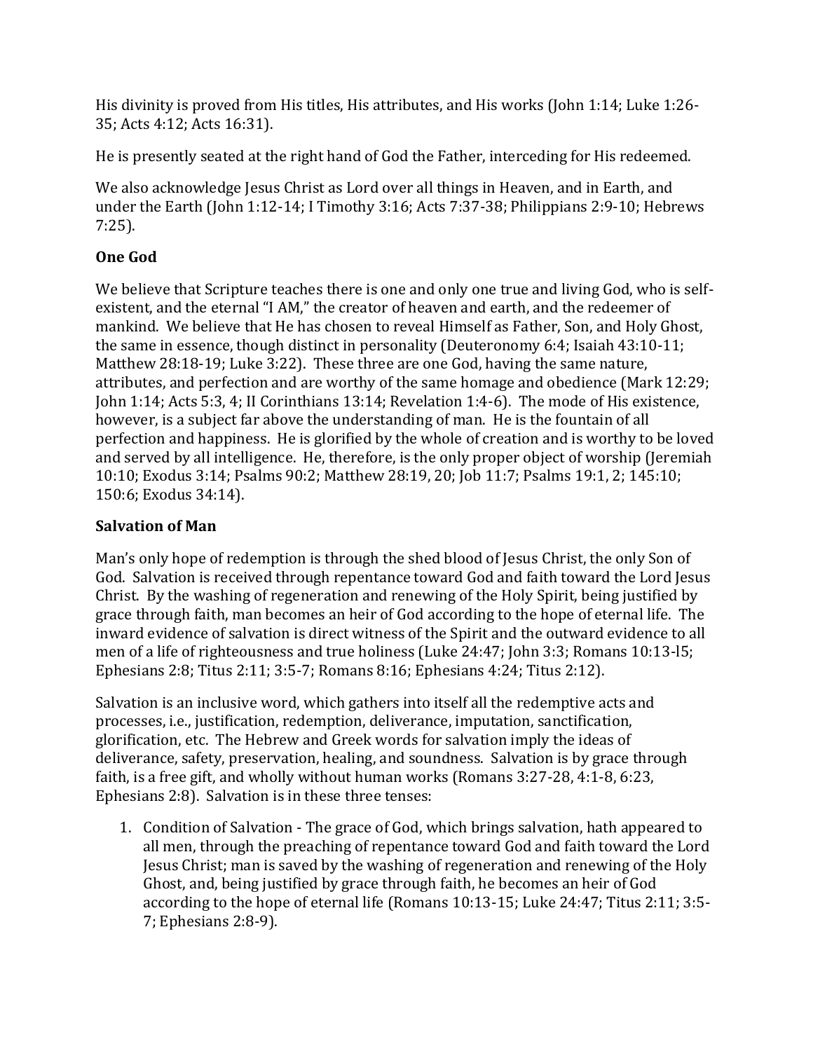His divinity is proved from His titles, His attributes, and His works (John 1:14; Luke 1:26-35; Acts 4:12; Acts 16:31).

He is presently seated at the right hand of God the Father, interceding for His redeemed.

We also acknowledge Jesus Christ as Lord over all things in Heaven, and in Earth, and under the Earth (John 1:12-14; I Timothy 3:16; Acts 7:37-38; Philippians 2:9-10; Hebrews 7:25).

**One God**

We believe that Scripture teaches there is one and only one true and living God, who is self-existent, and the eternal "I AM," the creator of heaven and earth, and the redeemer of mankind. We believe that He has chosen to reveal Himself as Father, Son, and Holy Ghost, the same in essence, though distinct in personality (Deuteronomy 6:4; Isaiah 43:10-11; Matthew 28:18-19; Luke 3:22). These three are one God, having the same nature, attributes, and perfection and are worthy of the same homage and obedience (Mark 12:29; John 1:14; Acts 5:3, 4; II Corinthians 13:14; Revelation 1:4-6). The mode of His existence, however, is a subject far above the understanding of man. He is the fountain of all perfection and happiness. He is glorified by the whole of creation and is worthy to be loved and served by all intelligence. He, therefore, is the only proper object of worship (Jeremiah 10:10; Exodus 3:14; Psalms 90:2; Matthew 28:19, 20; Job 11:7; Psalms 19:1, 2; 145:10; 150:6; Exodus 34:14).

**Salvation of Man**

Man's only hope of redemption is through the shed blood of Jesus Christ, the only Son of God. Salvation is received through repentance toward God and faith toward the Lord Jesus Christ. By the washing of regeneration and renewing of the Holy Spirit, being justified by grace through faith, man becomes an heir of God according to the hope of eternal life. The inward evidence of salvation is direct witness of the Spirit and the outward evidence to all men of a life of righteousness and true holiness (Luke 24:47; John 3:3; Romans 10:13-l5; Ephesians 2:8; Titus 2:11; 3:5-7; Romans 8:16; Ephesians 4:24; Titus 2:12).

Salvation is an inclusive word, which gathers into itself all the redemptive acts and processes, i.e., justification, redemption, deliverance, imputation, sanctification, glorification, etc. The Hebrew and Greek words for salvation imply the ideas of deliverance, safety, preservation, healing, and soundness. Salvation is by grace through faith, is a free gift, and wholly without human works (Romans 3:27-28, 4:1-8, 6:23, Ephesians 2:8). Salvation is in these three tenses:

1. Condition of Salvation - The grace of God, which brings salvation, hath appeared to all men, through the preaching of repentance toward God and faith toward the Lord Jesus Christ; man is saved by the washing of regeneration and renewing of the Holy Ghost, and, being justified by grace through faith, he becomes an heir of God according to the hope of eternal life (Romans 10:13-15; Luke 24:47; Titus 2:11; 3:5-7; Ephesians 2:8-9).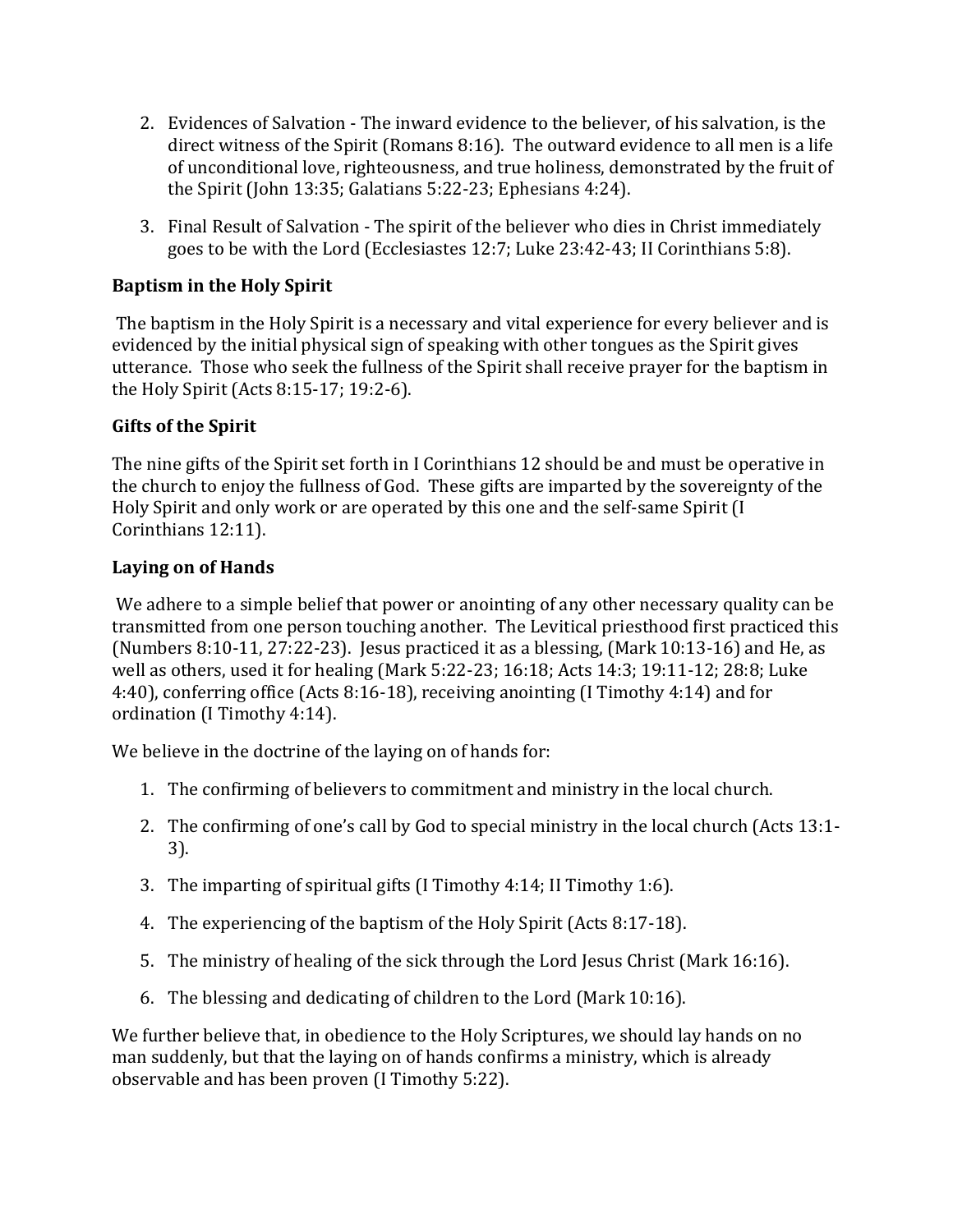2. Evidences of Salvation - The inward evidence to the believer, of his salvation, is the direct witness of the Spirit (Romans 8:16). The outward evidence to all men is a life of unconditional love, righteousness, and true holiness, demonstrated by the fruit of the Spirit (John 13:35; Galatians 5:22-23; Ephesians 4:24).

3. Final Result of Salvation - The spirit of the believer who dies in Christ immediately goes to be with the Lord (Ecclesiastes 12:7; Luke 23:42-43; II Corinthians 5:8).

**Baptism in the Holy Spirit**

The baptism in the Holy Spirit is a necessary and vital experience for every believer and is evidenced by the initial physical sign of speaking with other tongues as the Spirit gives utterance. Those who seek the fullness of the Spirit shall receive prayer for the baptism in the Holy Spirit (Acts 8:15-17; 19:2-6).

**Gifts of the Spirit**

The nine gifts of the Spirit set forth in I Corinthians 12 should be and must be operative in the church to enjoy the fullness of God. These gifts are imparted by the sovereignty of the Holy Spirit and only work or are operated by this one and the self-same Spirit (I Corinthians 12:11).

**Laying on of Hands**

We adhere to a simple belief that power or anointing of any other necessary quality can be transmitted from one person touching another. The Levitical priesthood first practiced this (Numbers 8:10-11, 27:22-23). Jesus practiced it as a blessing, (Mark 10:13-16) and He, as well as others, used it for healing (Mark 5:22-23; 16:18; Acts 14:3; 19:11-12; 28:8; Luke 4:40), conferring office (Acts 8:16-18), receiving anointing (I Timothy 4:14) and for ordination (I Timothy 4:14).

We believe in the doctrine of the laying on of hands for:

1. The confirming of believers to commitment and ministry in the local church.

2. The confirming of one's call by God to special ministry in the local church (Acts 13:1-3).

3. The imparting of spiritual gifts (I Timothy 4:14; II Timothy 1:6).

4. The experiencing of the baptism of the Holy Spirit (Acts 8:17-18).

5. The ministry of healing of the sick through the Lord Jesus Christ (Mark 16:16).

6. The blessing and dedicating of children to the Lord (Mark 10:16).

We further believe that, in obedience to the Holy Scriptures, we should lay hands on no man suddenly, but that the laying on of hands confirms a ministry, which is already observable and has been proven (I Timothy 5:22).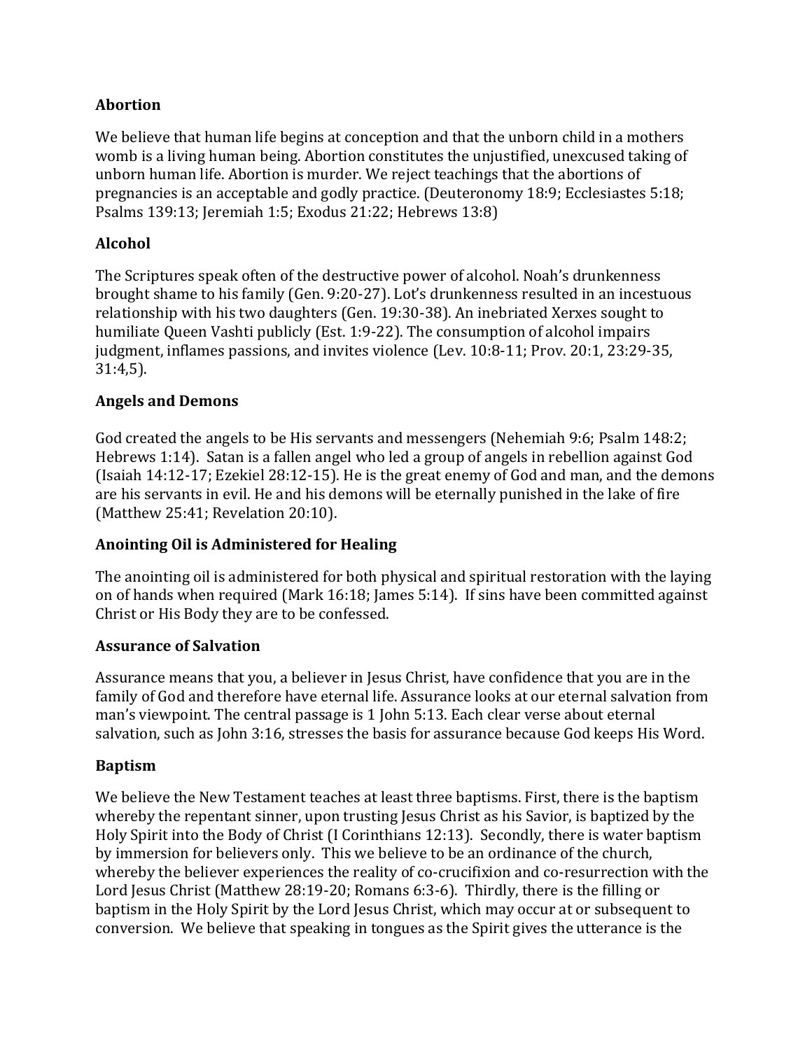**Abortion**

We believe that human life begins at conception and that the unborn child in a mothers womb is a living human being. Abortion constitutes the unjustified, unexcused taking of unborn human life. Abortion is murder. We reject teachings that the abortions of pregnancies is an acceptable and godly practice. (Deuteronomy 18:9; Ecclesiastes 5:18; Psalms 139:13; Jeremiah 1:5; Exodus 21:22; Hebrews 13:8)

**Alcohol**

The Scriptures speak often of the destructive power of alcohol. Noah's drunkenness brought shame to his family (Gen. 9:20-27). Lot's drunkenness resulted in an incestuous relationship with his two daughters (Gen. 19:30-38). An inebriated Xerxes sought to humiliate Queen Vashti publicly (Est. 1:9-22). The consumption of alcohol impairs judgment, inflames passions, and invites violence (Lev. 10:8-11; Prov. 20:1, 23:29-35, 31:4,5).

**Angels and Demons**

God created the angels to be His servants and messengers (Nehemiah 9:6; Psalm 148:2; Hebrews 1:14). Satan is a fallen angel who led a group of angels in rebellion against God (Isaiah 14:12-17; Ezekiel 28:12-15). He is the great enemy of God and man, and the demons are his servants in evil. He and his demons will be eternally punished in the lake of fire (Matthew 25:41; Revelation 20:10).

**Anointing Oil is Administered for Healing**

The anointing oil is administered for both physical and spiritual restoration with the laying on of hands when required (Mark 16:18; James 5:14). If sins have been committed against Christ or His Body they are to be confessed.

**Assurance of Salvation**

Assurance means that you, a believer in Jesus Christ, have confidence that you are in the family of God and therefore have eternal life. Assurance looks at our eternal salvation from man's viewpoint. The central passage is 1 John 5:13. Each clear verse about eternal salvation, such as John 3:16, stresses the basis for assurance because God keeps His Word.

**Baptism**

We believe the New Testament teaches at least three baptisms. First, there is the baptism whereby the repentant sinner, upon trusting Jesus Christ as his Savior, is baptized by the Holy Spirit into the Body of Christ (I Corinthians 12:13). Secondly, there is water baptism by immersion for believers only. This we believe to be an ordinance of the church, whereby the believer experiences the reality of co-crucifixion and co-resurrection with the Lord Jesus Christ (Matthew 28:19-20; Romans 6:3-6). Thirdly, there is the filling or baptism in the Holy Spirit by the Lord Jesus Christ, which may occur at or subsequent to conversion. We believe that speaking in tongues as the Spirit gives the utterance is the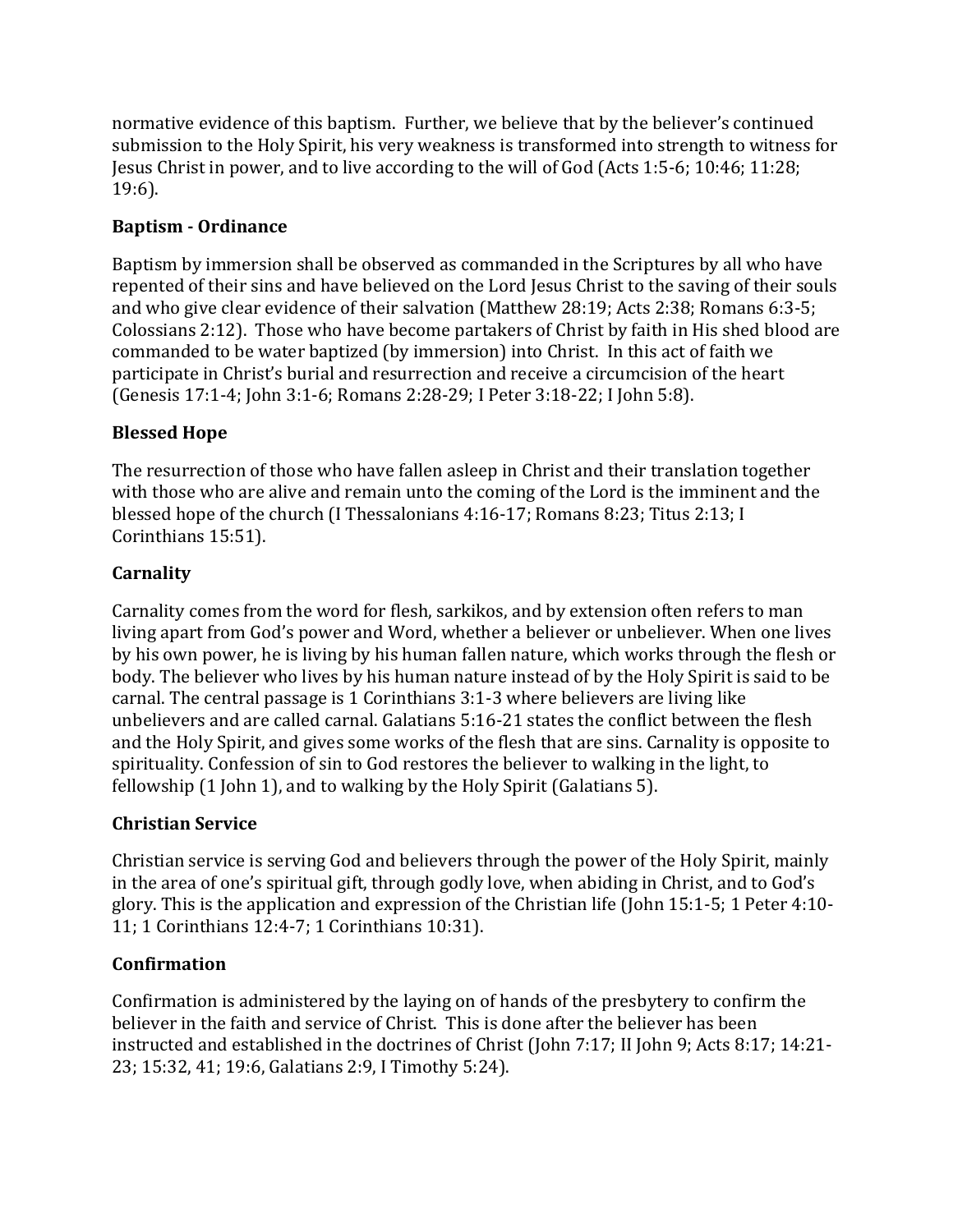normative evidence of this baptism. Further, we believe that by the believer's continued submission to the Holy Spirit, his very weakness is transformed into strength to witness for Jesus Christ in power, and to live according to the will of God (Acts 1:5-6; 10:46; 11:28; 19:6).

**Baptism - Ordinance**

Baptism by immersion shall be observed as commanded in the Scriptures by all who have repented of their sins and have believed on the Lord Jesus Christ to the saving of their souls and who give clear evidence of their salvation (Matthew 28:19; Acts 2:38; Romans 6:3-5; Colossians 2:12). Those who have become partakers of Christ by faith in His shed blood are commanded to be water baptized (by immersion) into Christ. In this act of faith we participate in Christ's burial and resurrection and receive a circumcision of the heart (Genesis 17:1-4; John 3:1-6; Romans 2:28-29; I Peter 3:18-22; I John 5:8).

**Blessed Hope**

The resurrection of those who have fallen asleep in Christ and their translation together with those who are alive and remain unto the coming of the Lord is the imminent and the blessed hope of the church (I Thessalonians 4:16-17; Romans 8:23; Titus 2:13; I Corinthians 15:51).

**Carnality**

Carnality comes from the word for flesh, sarkikos, and by extension often refers to man living apart from God's power and Word, whether a believer or unbeliever. When one lives by his own power, he is living by his human fallen nature, which works through the flesh or body. The believer who lives by his human nature instead of by the Holy Spirit is said to be carnal. The central passage is 1 Corinthians 3:1-3 where believers are living like unbelievers and are called carnal. Galatians 5:16-21 states the conflict between the flesh and the Holy Spirit, and gives some works of the flesh that are sins. Carnality is opposite to spirituality. Confession of sin to God restores the believer to walking in the light, to fellowship (1 John 1), and to walking by the Holy Spirit (Galatians 5).

**Christian Service**

Christian service is serving God and believers through the power of the Holy Spirit, mainly in the area of one's spiritual gift, through godly love, when abiding in Christ, and to God's glory. This is the application and expression of the Christian life (John 15:1-5; 1 Peter 4:10-11; 1 Corinthians 12:4-7; 1 Corinthians 10:31).

**Confirmation**

Confirmation is administered by the laying on of hands of the presbytery to confirm the believer in the faith and service of Christ. This is done after the believer has been instructed and established in the doctrines of Christ (John 7:17; II John 9; Acts 8:17; 14:21-23; 15:32, 41; 19:6, Galatians 2:9, I Timothy 5:24).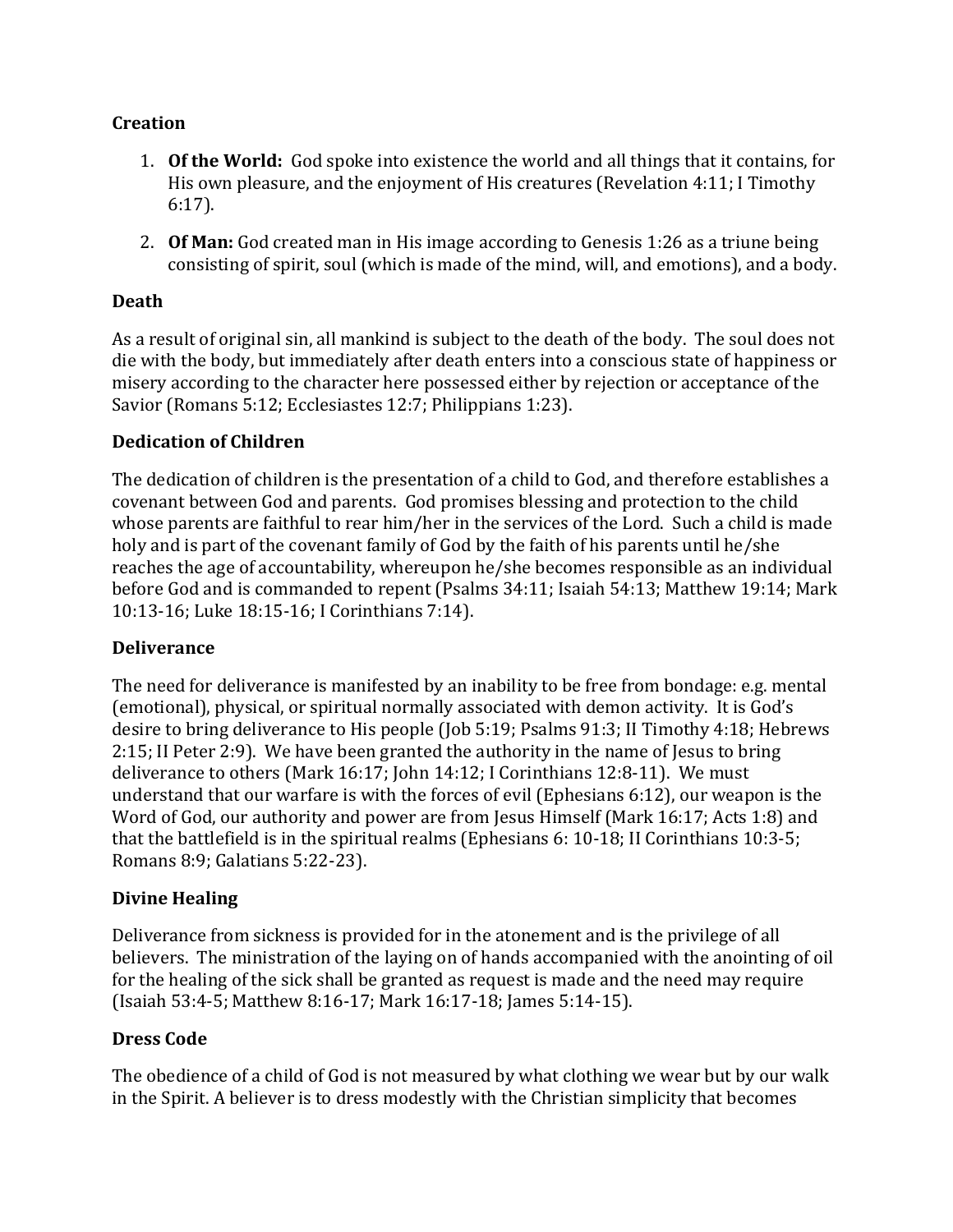## Creation

1. **Of the World:** God spoke into existence the world and all things that it contains, for His own pleasure, and the enjoyment of His creatures (Revelation 4:11; I Timothy 6:17).

2. **Of Man:** God created man in His image according to Genesis 1:26 as a triune being consisting of spirit, soul (which is made of the mind, will, and emotions), and a body.

## Death

As a result of original sin, all mankind is subject to the death of the body. The soul does not die with the body, but immediately after death enters into a conscious state of happiness or misery according to the character here possessed either by rejection or acceptance of the Savior (Romans 5:12; Ecclesiastes 12:7; Philippians 1:23).

## Dedication of Children

The dedication of children is the presentation of a child to God, and therefore establishes a covenant between God and parents. God promises blessing and protection to the child whose parents are faithful to rear him/her in the services of the Lord. Such a child is made holy and is part of the covenant family of God by the faith of his parents until he/she reaches the age of accountability, whereupon he/she becomes responsible as an individual before God and is commanded to repent (Psalms 34:11; Isaiah 54:13; Matthew 19:14; Mark 10:13-16; Luke 18:15-16; I Corinthians 7:14).

## Deliverance

The need for deliverance is manifested by an inability to be free from bondage: e.g. mental (emotional), physical, or spiritual normally associated with demon activity. It is God's desire to bring deliverance to His people (Job 5:19; Psalms 91:3; II Timothy 4:18; Hebrews 2:15; II Peter 2:9). We have been granted the authority in the name of Jesus to bring deliverance to others (Mark 16:17; John 14:12; I Corinthians 12:8-11). We must understand that our warfare is with the forces of evil (Ephesians 6:12), our weapon is the Word of God, our authority and power are from Jesus Himself (Mark 16:17; Acts 1:8) and that the battlefield is in the spiritual realms (Ephesians 6: 10-18; II Corinthians 10:3-5; Romans 8:9; Galatians 5:22-23).

## Divine Healing

Deliverance from sickness is provided for in the atonement and is the privilege of all believers. The ministration of the laying on of hands accompanied with the anointing of oil for the healing of the sick shall be granted as request is made and the need may require (Isaiah 53:4-5; Matthew 8:16-17; Mark 16:17-18; James 5:14-15).

## Dress Code

The obedience of a child of God is not measured by what clothing we wear but by our walk in the Spirit. A believer is to dress modestly with the Christian simplicity that becomes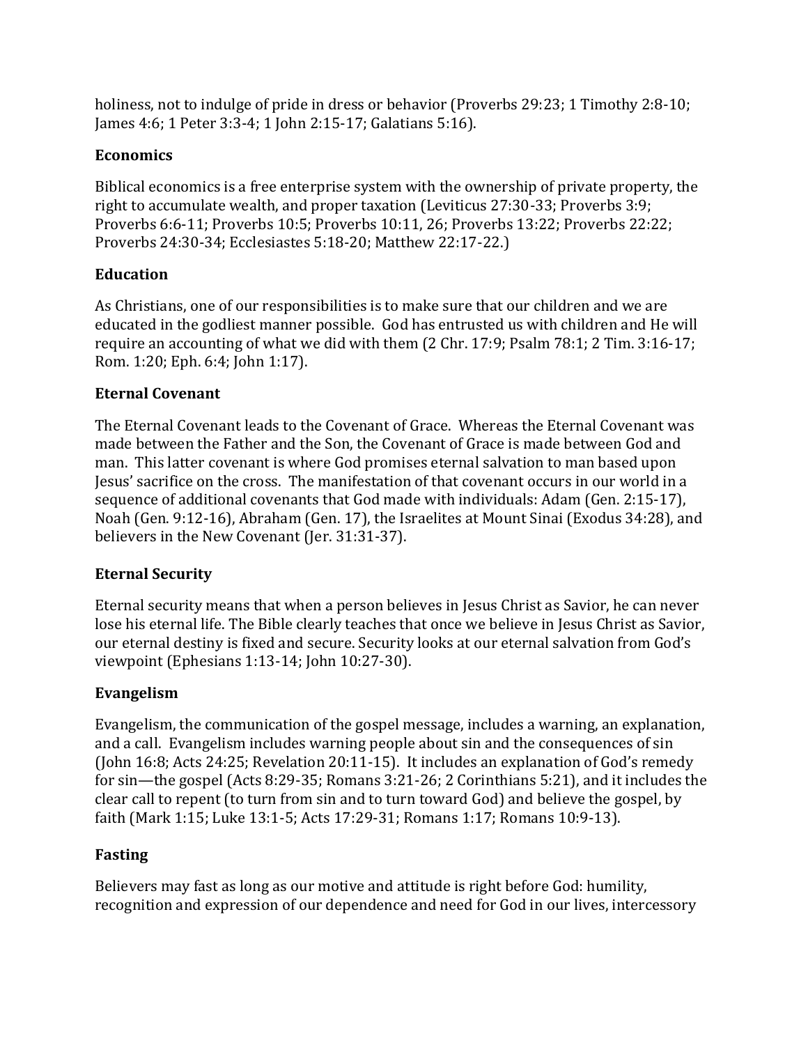holiness, not to indulge of pride in dress or behavior (Proverbs 29:23; 1 Timothy 2:8-10; James 4:6; 1 Peter 3:3-4; 1 John 2:15-17; Galatians 5:16).

**Economics**

Biblical economics is a free enterprise system with the ownership of private property, the right to accumulate wealth, and proper taxation (Leviticus 27:30-33; Proverbs 3:9; Proverbs 6:6-11; Proverbs 10:5; Proverbs 10:11, 26; Proverbs 13:22; Proverbs 22:22; Proverbs 24:30-34; Ecclesiastes 5:18-20; Matthew 22:17-22.)

**Education**

As Christians, one of our responsibilities is to make sure that our children and we are educated in the godliest manner possible. God has entrusted us with children and He will require an accounting of what we did with them (2 Chr. 17:9; Psalm 78:1; 2 Tim. 3:16-17; Rom. 1:20; Eph. 6:4; John 1:17).

**Eternal Covenant**

The Eternal Covenant leads to the Covenant of Grace. Whereas the Eternal Covenant was made between the Father and the Son, the Covenant of Grace is made between God and man. This latter covenant is where God promises eternal salvation to man based upon Jesus' sacrifice on the cross. The manifestation of that covenant occurs in our world in a sequence of additional covenants that God made with individuals: Adam (Gen. 2:15-17), Noah (Gen. 9:12-16), Abraham (Gen. 17), the Israelites at Mount Sinai (Exodus 34:28), and believers in the New Covenant (Jer. 31:31-37).

**Eternal Security**

Eternal security means that when a person believes in Jesus Christ as Savior, he can never lose his eternal life. The Bible clearly teaches that once we believe in Jesus Christ as Savior, our eternal destiny is fixed and secure. Security looks at our eternal salvation from God's viewpoint (Ephesians 1:13-14; John 10:27-30).

**Evangelism**

Evangelism, the communication of the gospel message, includes a warning, an explanation, and a call. Evangelism includes warning people about sin and the consequences of sin (John 16:8; Acts 24:25; Revelation 20:11-15). It includes an explanation of God's remedy for sin—the gospel (Acts 8:29-35; Romans 3:21-26; 2 Corinthians 5:21), and it includes the clear call to repent (to turn from sin and to turn toward God) and believe the gospel, by faith (Mark 1:15; Luke 13:1-5; Acts 17:29-31; Romans 1:17; Romans 10:9-13).

**Fasting**

Believers may fast as long as our motive and attitude is right before God: humility, recognition and expression of our dependence and need for God in our lives, intercessory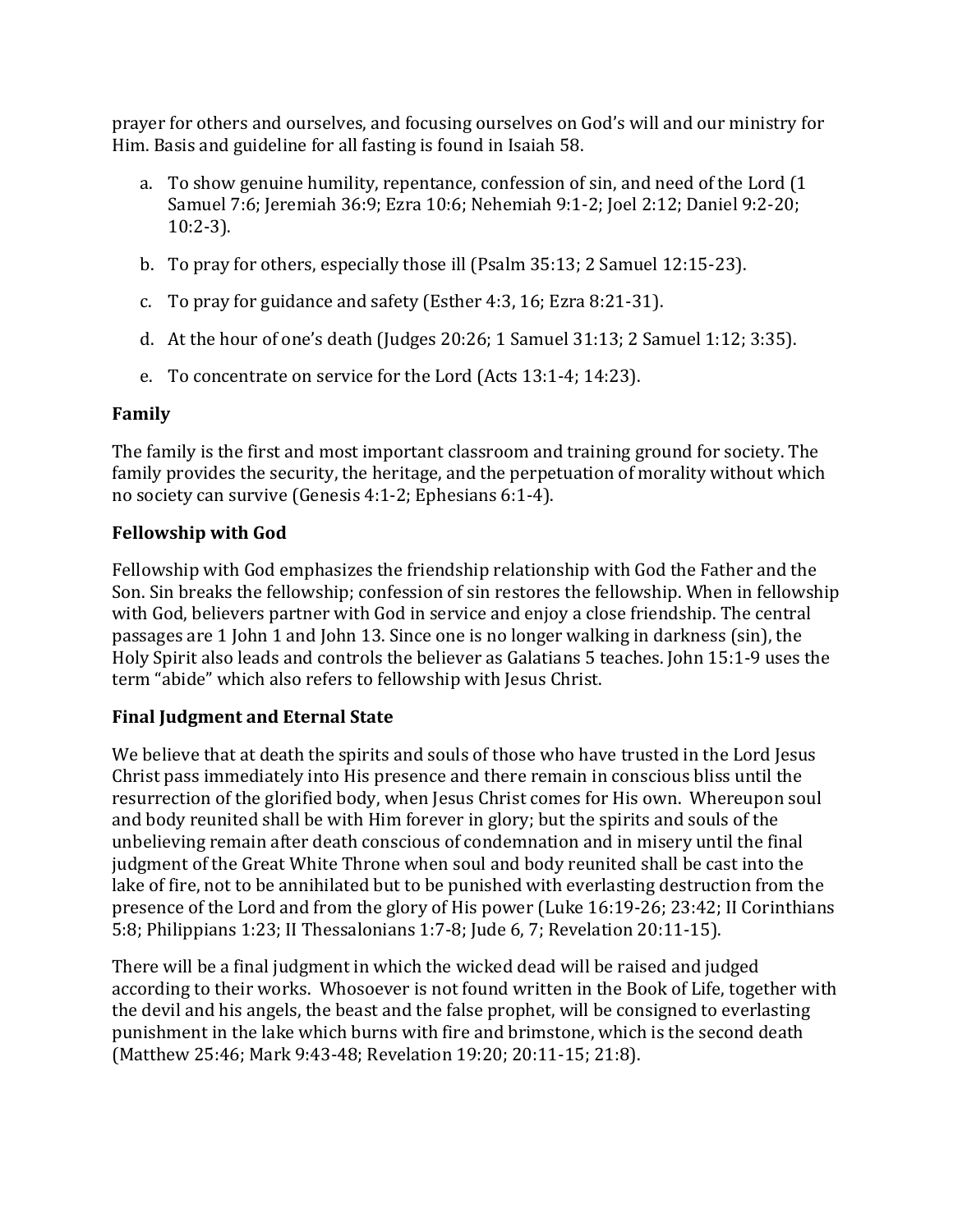prayer for others and ourselves, and focusing ourselves on God's will and our ministry for Him. Basis and guideline for all fasting is found in Isaiah 58.

a. To show genuine humility, repentance, confession of sin, and need of the Lord (1 Samuel 7:6; Jeremiah 36:9; Ezra 10:6; Nehemiah 9:1-2; Joel 2:12; Daniel 9:2-20; 10:2-3).

b. To pray for others, especially those ill (Psalm 35:13; 2 Samuel 12:15-23).

c. To pray for guidance and safety (Esther 4:3, 16; Ezra 8:21-31).

d. At the hour of one's death (Judges 20:26; 1 Samuel 31:13; 2 Samuel 1:12; 3:35).

e. To concentrate on service for the Lord (Acts 13:1-4; 14:23).

**Family**

The family is the first and most important classroom and training ground for society. The family provides the security, the heritage, and the perpetuation of morality without which no society can survive (Genesis 4:1-2; Ephesians 6:1-4).

**Fellowship with God**

Fellowship with God emphasizes the friendship relationship with God the Father and the Son. Sin breaks the fellowship; confession of sin restores the fellowship. When in fellowship with God, believers partner with God in service and enjoy a close friendship. The central passages are 1 John 1 and John 13. Since one is no longer walking in darkness (sin), the Holy Spirit also leads and controls the believer as Galatians 5 teaches. John 15:1-9 uses the term "abide" which also refers to fellowship with Jesus Christ.

**Final Judgment and Eternal State**

We believe that at death the spirits and souls of those who have trusted in the Lord Jesus Christ pass immediately into His presence and there remain in conscious bliss until the resurrection of the glorified body, when Jesus Christ comes for His own. Whereupon soul and body reunited shall be with Him forever in glory; but the spirits and souls of the unbelieving remain after death conscious of condemnation and in misery until the final judgment of the Great White Throne when soul and body reunited shall be cast into the lake of fire, not to be annihilated but to be punished with everlasting destruction from the presence of the Lord and from the glory of His power (Luke 16:19-26; 23:42; II Corinthians 5:8; Philippians 1:23; II Thessalonians 1:7-8; Jude 6, 7; Revelation 20:11-15).

There will be a final judgment in which the wicked dead will be raised and judged according to their works. Whosoever is not found written in the Book of Life, together with the devil and his angels, the beast and the false prophet, will be consigned to everlasting punishment in the lake which burns with fire and brimstone, which is the second death (Matthew 25:46; Mark 9:43-48; Revelation 19:20; 20:11-15; 21:8).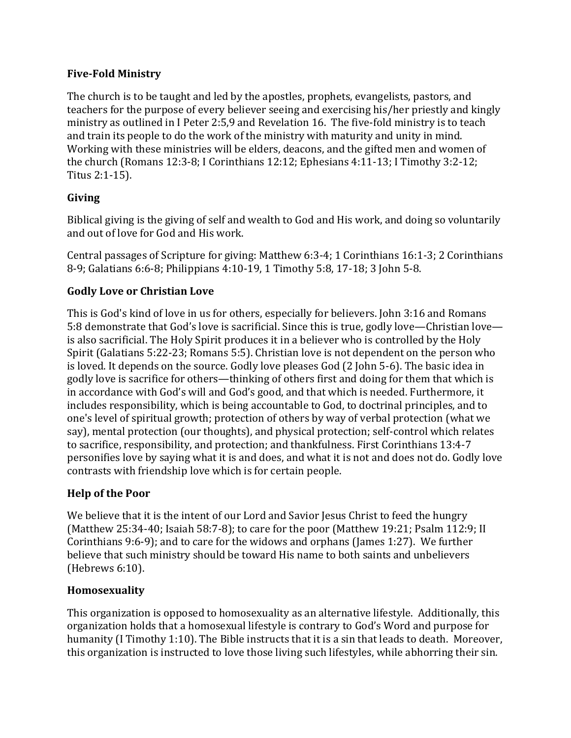### Five-Fold Ministry

The church is to be taught and led by the apostles, prophets, evangelists, pastors, and teachers for the purpose of every believer seeing and exercising his/her priestly and kingly ministry as outlined in I Peter 2:5,9 and Revelation 16. The five-fold ministry is to teach and train its people to do the work of the ministry with maturity and unity in mind. Working with these ministries will be elders, deacons, and the gifted men and women of the church (Romans 12:3-8; I Corinthians 12:12; Ephesians 4:11-13; I Timothy 3:2-12; Titus 2:1-15).

### Giving

Biblical giving is the giving of self and wealth to God and His work, and doing so voluntarily and out of love for God and His work.

Central passages of Scripture for giving: Matthew 6:3-4; 1 Corinthians 16:1-3; 2 Corinthians 8-9; Galatians 6:6-8; Philippians 4:10-19, 1 Timothy 5:8, 17-18; 3 John 5-8.

### Godly Love or Christian Love

This is God's kind of love in us for others, especially for believers. John 3:16 and Romans 5:8 demonstrate that God's love is sacrificial. Since this is true, godly love—Christian love—is also sacrificial. The Holy Spirit produces it in a believer who is controlled by the Holy Spirit (Galatians 5:22-23; Romans 5:5). Christian love is not dependent on the person who is loved. It depends on the source. Godly love pleases God (2 John 5-6). The basic idea in godly love is sacrifice for others—thinking of others first and doing for them that which is in accordance with God's will and God's good, and that which is needed. Furthermore, it includes responsibility, which is being accountable to God, to doctrinal principles, and to one's level of spiritual growth; protection of others by way of verbal protection (what we say), mental protection (our thoughts), and physical protection; self-control which relates to sacrifice, responsibility, and protection; and thankfulness. First Corinthians 13:4-7 personifies love by saying what it is and does, and what it is not and does not do. Godly love contrasts with friendship love which is for certain people.

### Help of the Poor

We believe that it is the intent of our Lord and Savior Jesus Christ to feed the hungry (Matthew 25:34-40; Isaiah 58:7-8); to care for the poor (Matthew 19:21; Psalm 112:9; II Corinthians 9:6-9); and to care for the widows and orphans (James 1:27). We further believe that such ministry should be toward His name to both saints and unbelievers (Hebrews 6:10).

### Homosexuality

This organization is opposed to homosexuality as an alternative lifestyle. Additionally, this organization holds that a homosexual lifestyle is contrary to God's Word and purpose for humanity (I Timothy 1:10). The Bible instructs that it is a sin that leads to death. Moreover, this organization is instructed to love those living such lifestyles, while abhorring their sin.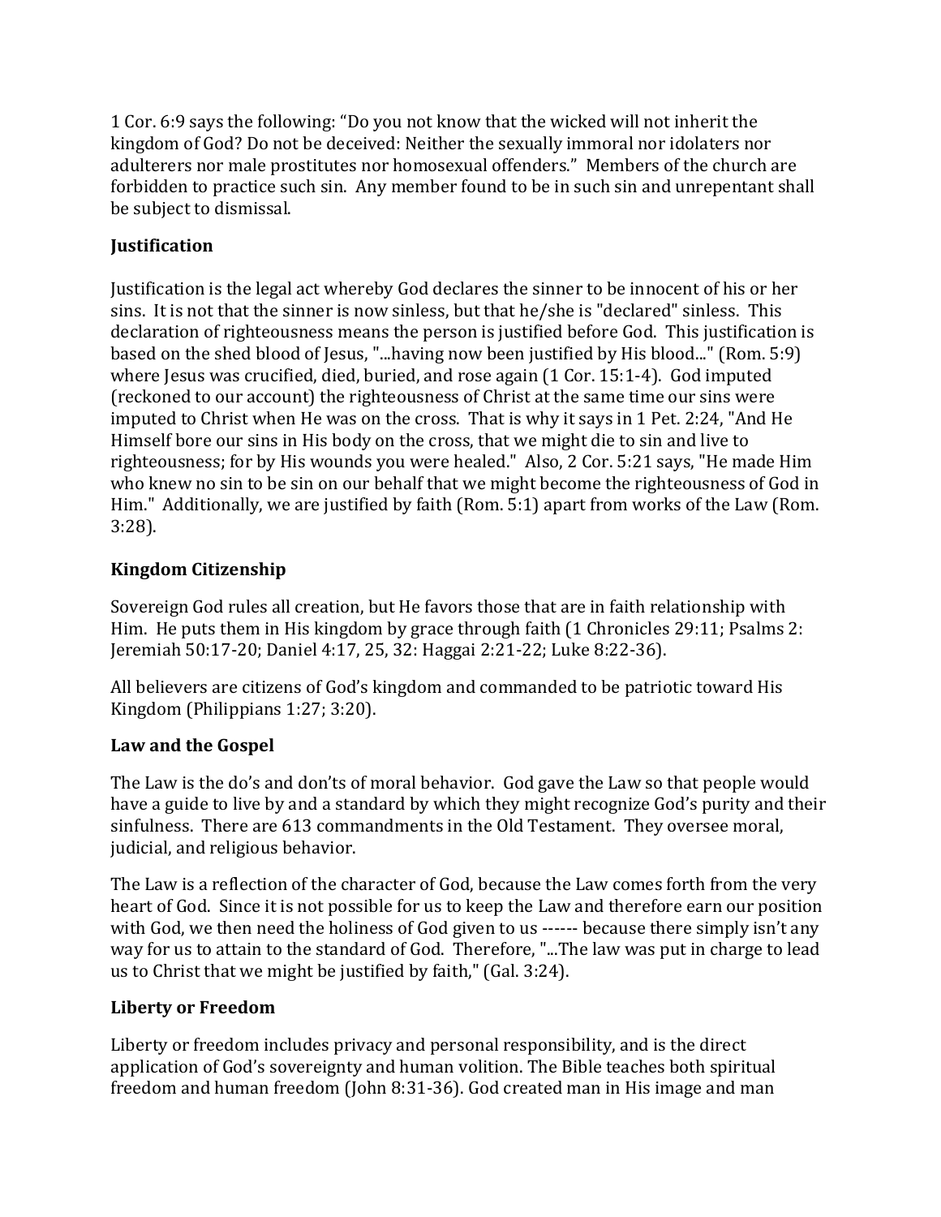1 Cor. 6:9 says the following: "Do you not know that the wicked will not inherit the kingdom of God? Do not be deceived: Neither the sexually immoral nor idolaters nor adulterers nor male prostitutes nor homosexual offenders." Members of the church are forbidden to practice such sin. Any member found to be in such sin and unrepentant shall be subject to dismissal.

**Justification**

Justification is the legal act whereby God declares the sinner to be innocent of his or her sins. It is not that the sinner is now sinless, but that he/she is "declared" sinless. This declaration of righteousness means the person is justified before God. This justification is based on the shed blood of Jesus, "...having now been justified by His blood..." (Rom. 5:9) where Jesus was crucified, died, buried, and rose again (1 Cor. 15:1-4). God imputed (reckoned to our account) the righteousness of Christ at the same time our sins were imputed to Christ when He was on the cross. That is why it says in 1 Pet. 2:24, "And He Himself bore our sins in His body on the cross, that we might die to sin and live to righteousness; for by His wounds you were healed." Also, 2 Cor. 5:21 says, "He made Him who knew no sin to be sin on our behalf that we might become the righteousness of God in Him." Additionally, we are justified by faith (Rom. 5:1) apart from works of the Law (Rom. 3:28).

**Kingdom Citizenship**

Sovereign God rules all creation, but He favors those that are in faith relationship with Him. He puts them in His kingdom by grace through faith (1 Chronicles 29:11; Psalms 2: Jeremiah 50:17-20; Daniel 4:17, 25, 32: Haggai 2:21-22; Luke 8:22-36).

All believers are citizens of God's kingdom and commanded to be patriotic toward His Kingdom (Philippians 1:27; 3:20).

**Law and the Gospel**

The Law is the do's and don'ts of moral behavior. God gave the Law so that people would have a guide to live by and a standard by which they might recognize God's purity and their sinfulness. There are 613 commandments in the Old Testament. They oversee moral, judicial, and religious behavior.

The Law is a reflection of the character of God, because the Law comes forth from the very heart of God. Since it is not possible for us to keep the Law and therefore earn our position with God, we then need the holiness of God given to us ------ because there simply isn't any way for us to attain to the standard of God. Therefore, "...The law was put in charge to lead us to Christ that we might be justified by faith," (Gal. 3:24).

**Liberty or Freedom**

Liberty or freedom includes privacy and personal responsibility, and is the direct application of God's sovereignty and human volition. The Bible teaches both spiritual freedom and human freedom (John 8:31-36). God created man in His image and man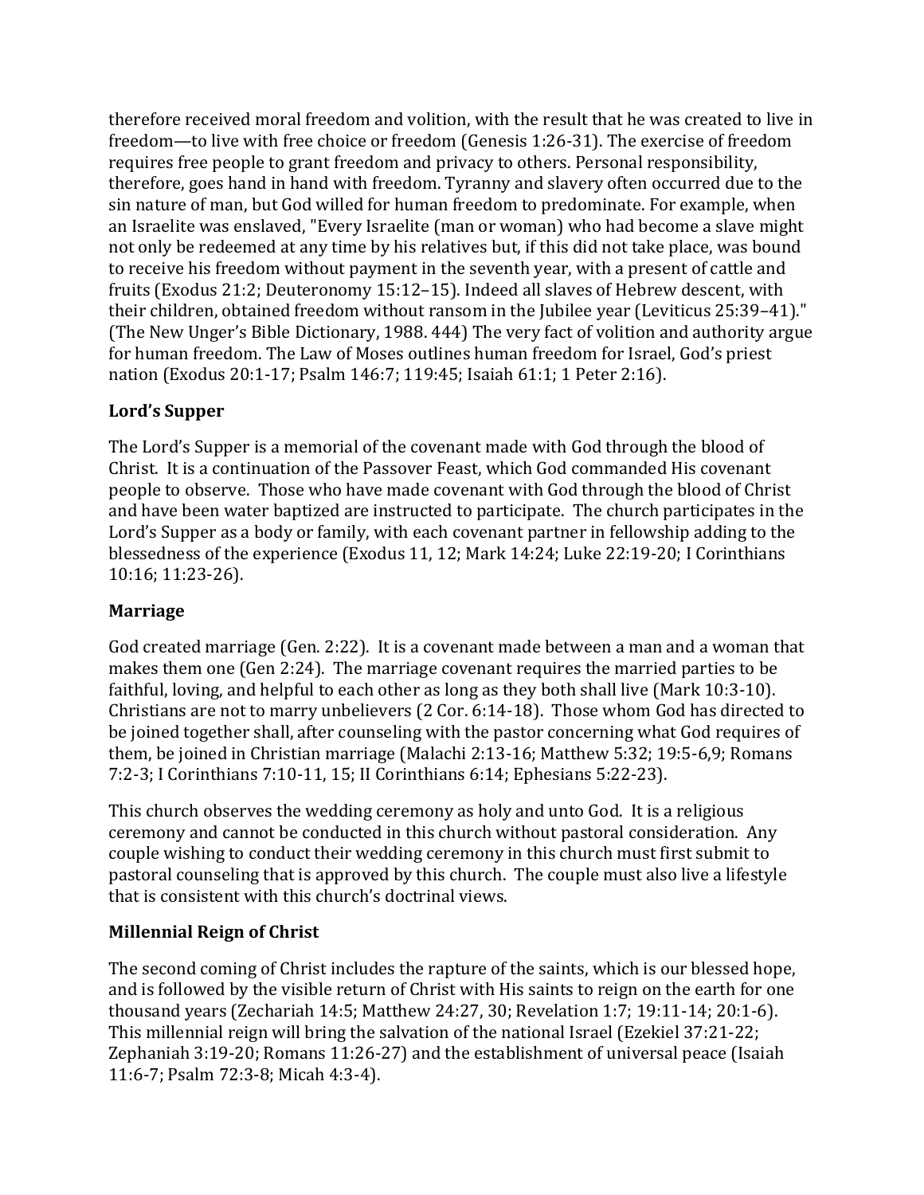therefore received moral freedom and volition, with the result that he was created to live in freedom—to live with free choice or freedom (Genesis 1:26-31). The exercise of freedom requires free people to grant freedom and privacy to others. Personal responsibility, therefore, goes hand in hand with freedom. Tyranny and slavery often occurred due to the sin nature of man, but God willed for human freedom to predominate. For example, when an Israelite was enslaved, "Every Israelite (man or woman) who had become a slave might not only be redeemed at any time by his relatives but, if this did not take place, was bound to receive his freedom without payment in the seventh year, with a present of cattle and fruits (Exodus 21:2; Deuteronomy 15:12–15). Indeed all slaves of Hebrew descent, with their children, obtained freedom without ransom in the Jubilee year (Leviticus 25:39–41)." (The New Unger's Bible Dictionary, 1988. 444) The very fact of volition and authority argue for human freedom. The Law of Moses outlines human freedom for Israel, God's priest nation (Exodus 20:1-17; Psalm 146:7; 119:45; Isaiah 61:1; 1 Peter 2:16).

**Lord's Supper**

The Lord's Supper is a memorial of the covenant made with God through the blood of Christ. It is a continuation of the Passover Feast, which God commanded His covenant people to observe. Those who have made covenant with God through the blood of Christ and have been water baptized are instructed to participate. The church participates in the Lord's Supper as a body or family, with each covenant partner in fellowship adding to the blessedness of the experience (Exodus 11, 12; Mark 14:24; Luke 22:19-20; I Corinthians 10:16; 11:23-26).

**Marriage**

God created marriage (Gen. 2:22). It is a covenant made between a man and a woman that makes them one (Gen 2:24). The marriage covenant requires the married parties to be faithful, loving, and helpful to each other as long as they both shall live (Mark 10:3-10). Christians are not to marry unbelievers (2 Cor. 6:14-18). Those whom God has directed to be joined together shall, after counseling with the pastor concerning what God requires of them, be joined in Christian marriage (Malachi 2:13-16; Matthew 5:32; 19:5-6,9; Romans 7:2-3; I Corinthians 7:10-11, 15; II Corinthians 6:14; Ephesians 5:22-23).

This church observes the wedding ceremony as holy and unto God. It is a religious ceremony and cannot be conducted in this church without pastoral consideration. Any couple wishing to conduct their wedding ceremony in this church must first submit to pastoral counseling that is approved by this church. The couple must also live a lifestyle that is consistent with this church's doctrinal views.

**Millennial Reign of Christ**

The second coming of Christ includes the rapture of the saints, which is our blessed hope, and is followed by the visible return of Christ with His saints to reign on the earth for one thousand years (Zechariah 14:5; Matthew 24:27, 30; Revelation 1:7; 19:11-14; 20:1-6). This millennial reign will bring the salvation of the national Israel (Ezekiel 37:21-22; Zephaniah 3:19-20; Romans 11:26-27) and the establishment of universal peace (Isaiah 11:6-7; Psalm 72:3-8; Micah 4:3-4).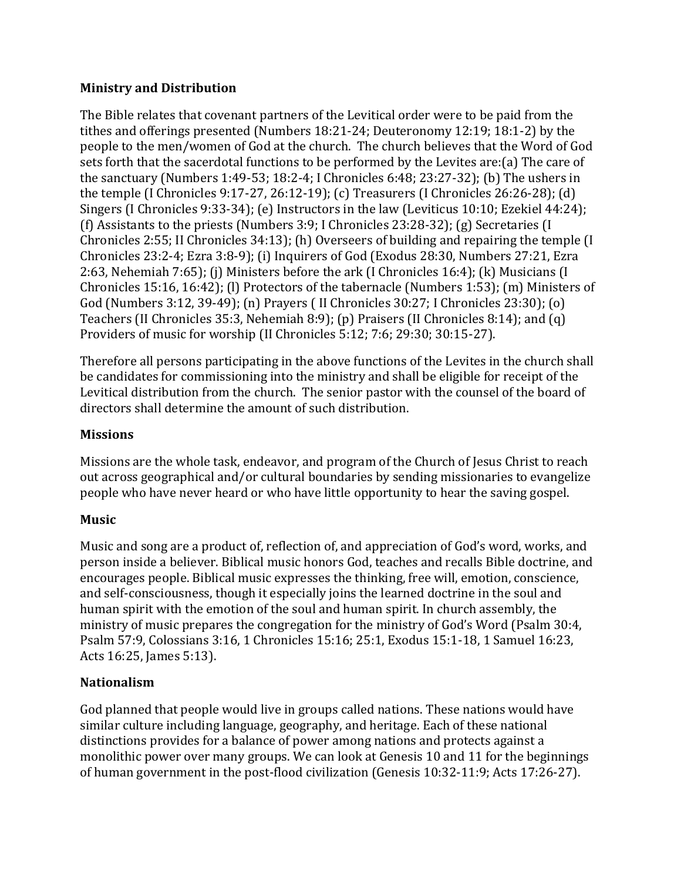**Ministry and Distribution**

The Bible relates that covenant partners of the Levitical order were to be paid from the tithes and offerings presented (Numbers 18:21-24; Deuteronomy 12:19; 18:1-2) by the people to the men/women of God at the church. The church believes that the Word of God sets forth that the sacerdotal functions to be performed by the Levites are:(a) The care of the sanctuary (Numbers 1:49-53; 18:2-4; I Chronicles 6:48; 23:27-32); (b) The ushers in the temple (I Chronicles 9:17-27, 26:12-19); (c) Treasurers (I Chronicles 26:26-28); (d) Singers (I Chronicles 9:33-34); (e) Instructors in the law (Leviticus 10:10; Ezekiel 44:24); (f) Assistants to the priests (Numbers 3:9; I Chronicles 23:28-32); (g) Secretaries (I Chronicles 2:55; II Chronicles 34:13); (h) Overseers of building and repairing the temple (I Chronicles 23:2-4; Ezra 3:8-9); (i) Inquirers of God (Exodus 28:30, Numbers 27:21, Ezra 2:63, Nehemiah 7:65); (j) Ministers before the ark (I Chronicles 16:4); (k) Musicians (I Chronicles 15:16, 16:42); (l) Protectors of the tabernacle (Numbers 1:53); (m) Ministers of God (Numbers 3:12, 39-49); (n) Prayers ( II Chronicles 30:27; I Chronicles 23:30); (o) Teachers (II Chronicles 35:3, Nehemiah 8:9); (p) Praisers (II Chronicles 8:14); and (q) Providers of music for worship (II Chronicles 5:12; 7:6; 29:30; 30:15-27).

Therefore all persons participating in the above functions of the Levites in the church shall be candidates for commissioning into the ministry and shall be eligible for receipt of the Levitical distribution from the church. The senior pastor with the counsel of the board of directors shall determine the amount of such distribution.

**Missions**

Missions are the whole task, endeavor, and program of the Church of Jesus Christ to reach out across geographical and/or cultural boundaries by sending missionaries to evangelize people who have never heard or who have little opportunity to hear the saving gospel.

**Music**

Music and song are a product of, reflection of, and appreciation of God's word, works, and person inside a believer. Biblical music honors God, teaches and recalls Bible doctrine, and encourages people. Biblical music expresses the thinking, free will, emotion, conscience, and self-consciousness, though it especially joins the learned doctrine in the soul and human spirit with the emotion of the soul and human spirit. In church assembly, the ministry of music prepares the congregation for the ministry of God's Word (Psalm 30:4, Psalm 57:9, Colossians 3:16, 1 Chronicles 15:16; 25:1, Exodus 15:1-18, 1 Samuel 16:23, Acts 16:25, James 5:13).

**Nationalism**

God planned that people would live in groups called nations. These nations would have similar culture including language, geography, and heritage. Each of these national distinctions provides for a balance of power among nations and protects against a monolithic power over many groups. We can look at Genesis 10 and 11 for the beginnings of human government in the post-flood civilization (Genesis 10:32-11:9; Acts 17:26-27).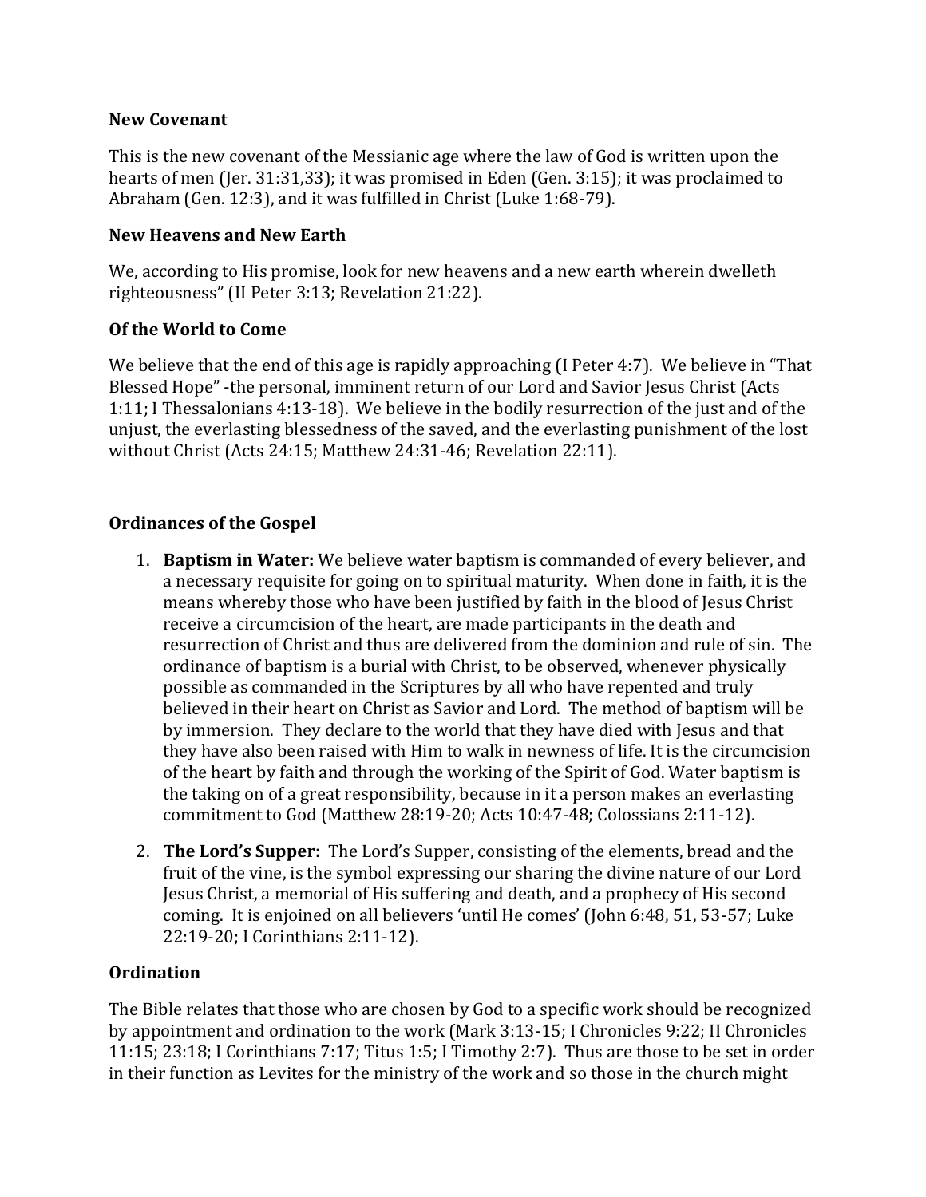**New Covenant**

This is the new covenant of the Messianic age where the law of God is written upon the hearts of men (Jer. 31:31,33); it was promised in Eden (Gen. 3:15); it was proclaimed to Abraham (Gen. 12:3), and it was fulfilled in Christ (Luke 1:68-79).

**New Heavens and New Earth**

We, according to His promise, look for new heavens and a new earth wherein dwelleth righteousness" (II Peter 3:13; Revelation 21:22).

**Of the World to Come**

We believe that the end of this age is rapidly approaching (I Peter 4:7). We believe in "That Blessed Hope" -the personal, imminent return of our Lord and Savior Jesus Christ (Acts 1:11; I Thessalonians 4:13-18). We believe in the bodily resurrection of the just and of the unjust, the everlasting blessedness of the saved, and the everlasting punishment of the lost without Christ (Acts 24:15; Matthew 24:31-46; Revelation 22:11).

**Ordinances of the Gospel**

1. **Baptism in Water:** We believe water baptism is commanded of every believer, and a necessary requisite for going on to spiritual maturity. When done in faith, it is the means whereby those who have been justified by faith in the blood of Jesus Christ receive a circumcision of the heart, are made participants in the death and resurrection of Christ and thus are delivered from the dominion and rule of sin. The ordinance of baptism is a burial with Christ, to be observed, whenever physically possible as commanded in the Scriptures by all who have repented and truly believed in their heart on Christ as Savior and Lord. The method of baptism will be by immersion. They declare to the world that they have died with Jesus and that they have also been raised with Him to walk in newness of life. It is the circumcision of the heart by faith and through the working of the Spirit of God. Water baptism is the taking on of a great responsibility, because in it a person makes an everlasting commitment to God (Matthew 28:19-20; Acts 10:47-48; Colossians 2:11-12).

2. **The Lord's Supper:** The Lord's Supper, consisting of the elements, bread and the fruit of the vine, is the symbol expressing our sharing the divine nature of our Lord Jesus Christ, a memorial of His suffering and death, and a prophecy of His second coming. It is enjoined on all believers 'until He comes' (John 6:48, 51, 53-57; Luke 22:19-20; I Corinthians 2:11-12).

**Ordination**

The Bible relates that those who are chosen by God to a specific work should be recognized by appointment and ordination to the work (Mark 3:13-15; I Chronicles 9:22; II Chronicles 11:15; 23:18; I Corinthians 7:17; Titus 1:5; I Timothy 2:7). Thus are those to be set in order in their function as Levites for the ministry of the work and so those in the church might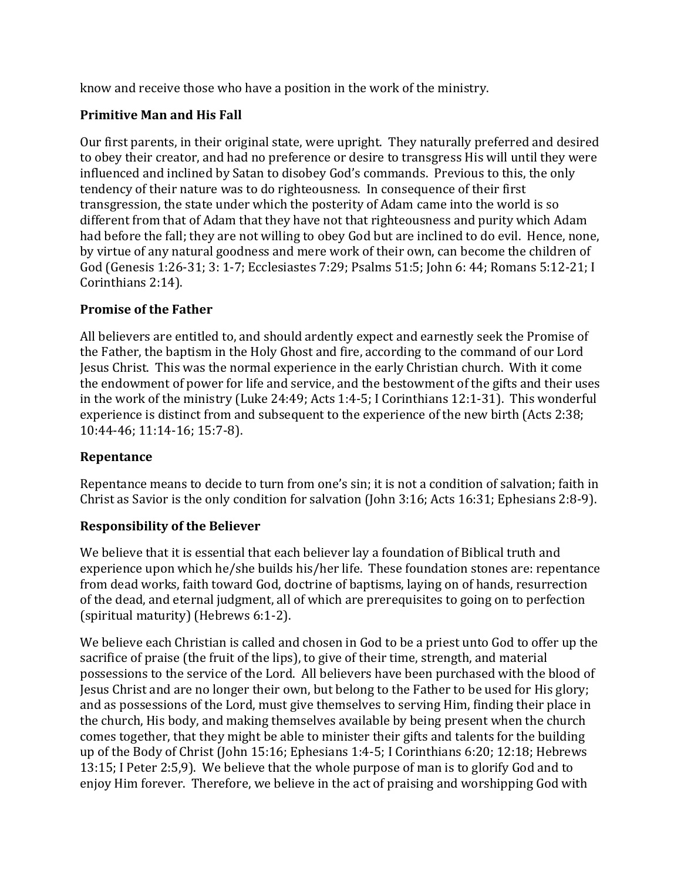know and receive those who have a position in the work of the ministry.

**Primitive Man and His Fall**

Our first parents, in their original state, were upright. They naturally preferred and desired to obey their creator, and had no preference or desire to transgress His will until they were influenced and inclined by Satan to disobey God's commands. Previous to this, the only tendency of their nature was to do righteousness. In consequence of their first transgression, the state under which the posterity of Adam came into the world is so different from that of Adam that they have not that righteousness and purity which Adam had before the fall; they are not willing to obey God but are inclined to do evil. Hence, none, by virtue of any natural goodness and mere work of their own, can become the children of God (Genesis 1:26-31; 3: 1-7; Ecclesiastes 7:29; Psalms 51:5; John 6: 44; Romans 5:12-21; I Corinthians 2:14).

**Promise of the Father**

All believers are entitled to, and should ardently expect and earnestly seek the Promise of the Father, the baptism in the Holy Ghost and fire, according to the command of our Lord Jesus Christ. This was the normal experience in the early Christian church. With it come the endowment of power for life and service, and the bestowment of the gifts and their uses in the work of the ministry (Luke 24:49; Acts 1:4-5; I Corinthians 12:1-31). This wonderful experience is distinct from and subsequent to the experience of the new birth (Acts 2:38; 10:44-46; 11:14-16; 15:7-8).

**Repentance**

Repentance means to decide to turn from one's sin; it is not a condition of salvation; faith in Christ as Savior is the only condition for salvation (John 3:16; Acts 16:31; Ephesians 2:8-9).

**Responsibility of the Believer**

We believe that it is essential that each believer lay a foundation of Biblical truth and experience upon which he/she builds his/her life. These foundation stones are: repentance from dead works, faith toward God, doctrine of baptisms, laying on of hands, resurrection of the dead, and eternal judgment, all of which are prerequisites to going on to perfection (spiritual maturity) (Hebrews 6:1-2).

We believe each Christian is called and chosen in God to be a priest unto God to offer up the sacrifice of praise (the fruit of the lips), to give of their time, strength, and material possessions to the service of the Lord. All believers have been purchased with the blood of Jesus Christ and are no longer their own, but belong to the Father to be used for His glory; and as possessions of the Lord, must give themselves to serving Him, finding their place in the church, His body, and making themselves available by being present when the church comes together, that they might be able to minister their gifts and talents for the building up of the Body of Christ (John 15:16; Ephesians 1:4-5; I Corinthians 6:20; 12:18; Hebrews 13:15; I Peter 2:5,9). We believe that the whole purpose of man is to glorify God and to enjoy Him forever. Therefore, we believe in the act of praising and worshipping God with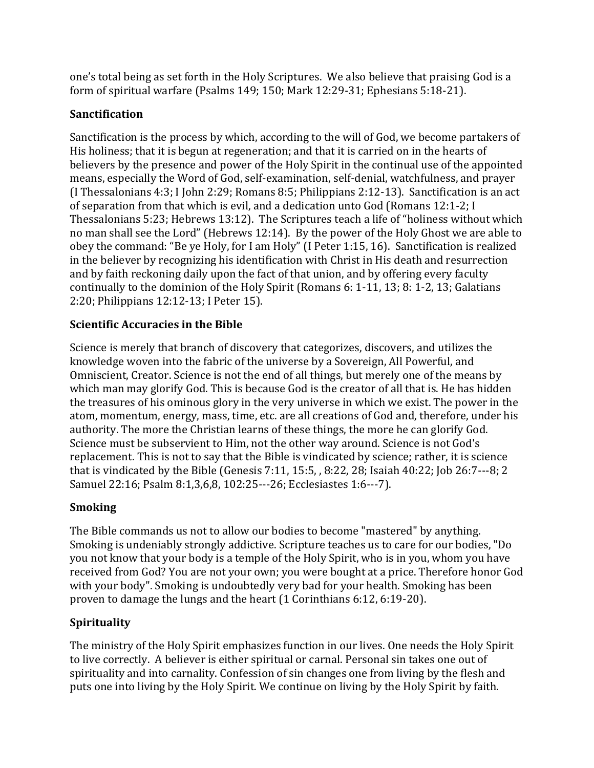one's total being as set forth in the Holy Scriptures. We also believe that praising God is a form of spiritual warfare (Psalms 149; 150; Mark 12:29-31; Ephesians 5:18-21).

**Sanctification**

Sanctification is the process by which, according to the will of God, we become partakers of His holiness; that it is begun at regeneration; and that it is carried on in the hearts of believers by the presence and power of the Holy Spirit in the continual use of the appointed means, especially the Word of God, self-examination, self-denial, watchfulness, and prayer (I Thessalonians 4:3; I John 2:29; Romans 8:5; Philippians 2:12-13). Sanctification is an act of separation from that which is evil, and a dedication unto God (Romans 12:1-2; I Thessalonians 5:23; Hebrews 13:12). The Scriptures teach a life of "holiness without which no man shall see the Lord" (Hebrews 12:14). By the power of the Holy Ghost we are able to obey the command: "Be ye Holy, for I am Holy" (I Peter 1:15, 16). Sanctification is realized in the believer by recognizing his identification with Christ in His death and resurrection and by faith reckoning daily upon the fact of that union, and by offering every faculty continually to the dominion of the Holy Spirit (Romans 6: 1-11, 13; 8: 1-2, 13; Galatians 2:20; Philippians 12:12-13; I Peter 15).

**Scientific Accuracies in the Bible**

Science is merely that branch of discovery that categorizes, discovers, and utilizes the knowledge woven into the fabric of the universe by a Sovereign, All Powerful, and Omniscient, Creator. Science is not the end of all things, but merely one of the means by which man may glorify God. This is because God is the creator of all that is. He has hidden the treasures of his ominous glory in the very universe in which we exist. The power in the atom, momentum, energy, mass, time, etc. are all creations of God and, therefore, under his authority. The more the Christian learns of these things, the more he can glorify God. Science must be subservient to Him, not the other way around. Science is not God's replacement. This is not to say that the Bible is vindicated by science; rather, it is science that is vindicated by the Bible (Genesis 7:11, 15:5, , 8:22, 28; Isaiah 40:22; Job 26:7---8; 2 Samuel 22:16; Psalm 8:1,3,6,8, 102:25---26; Ecclesiastes 1:6---7).

**Smoking**

The Bible commands us not to allow our bodies to become "mastered" by anything. Smoking is undeniably strongly addictive. Scripture teaches us to care for our bodies, "Do you not know that your body is a temple of the Holy Spirit, who is in you, whom you have received from God? You are not your own; you were bought at a price. Therefore honor God with your body". Smoking is undoubtedly very bad for your health. Smoking has been proven to damage the lungs and the heart (1 Corinthians 6:12, 6:19-20).

**Spirituality**

The ministry of the Holy Spirit emphasizes function in our lives. One needs the Holy Spirit to live correctly. A believer is either spiritual or carnal. Personal sin takes one out of spirituality and into carnality. Confession of sin changes one from living by the flesh and puts one into living by the Holy Spirit. We continue on living by the Holy Spirit by faith.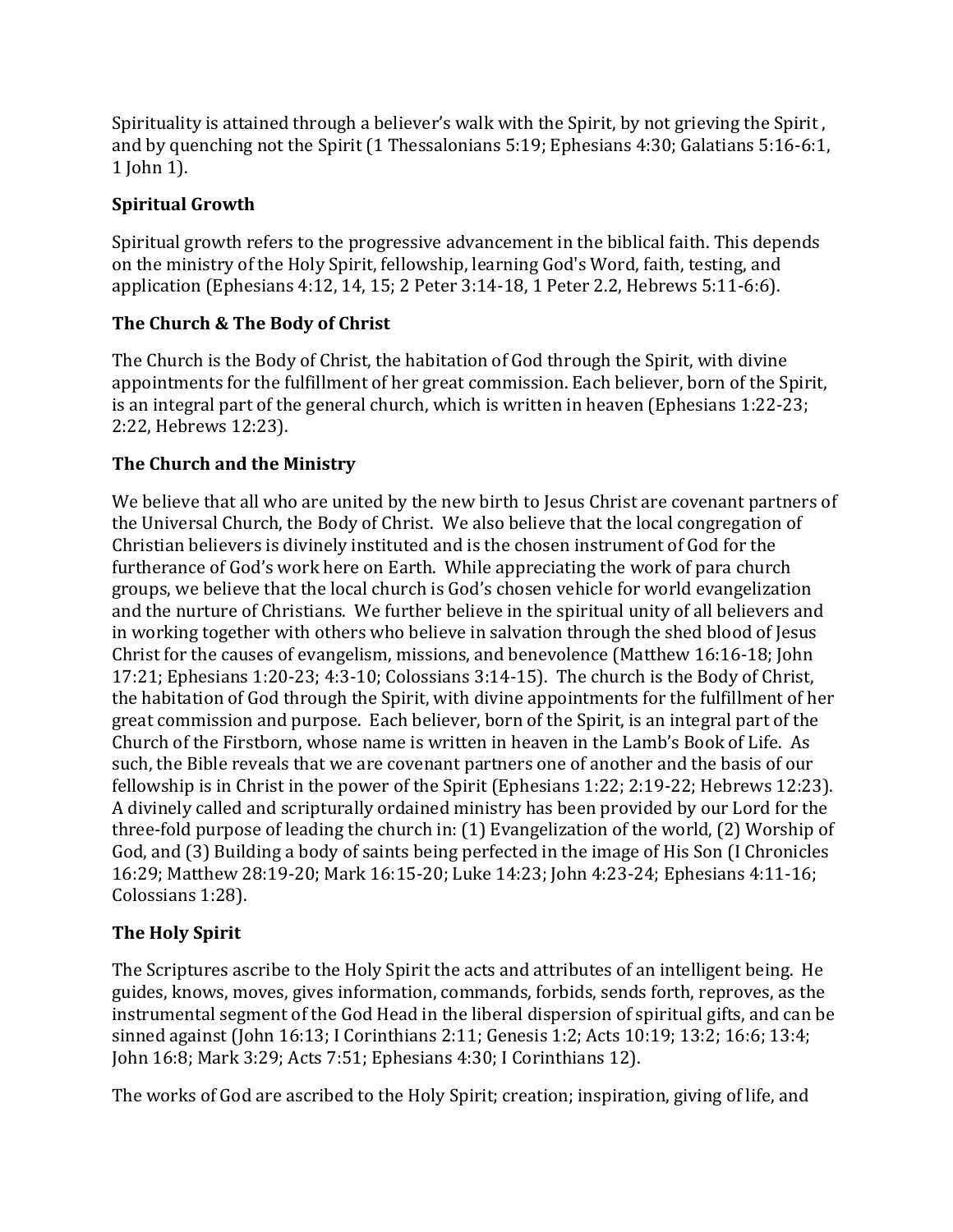Spirituality is attained through a believer's walk with the Spirit, by not grieving the Spirit , and by quenching not the Spirit (1 Thessalonians 5:19; Ephesians 4:30; Galatians 5:16-6:1, 1 John 1).

### Spiritual Growth

Spiritual growth refers to the progressive advancement in the biblical faith. This depends on the ministry of the Holy Spirit, fellowship, learning God's Word, faith, testing, and application (Ephesians 4:12, 14, 15; 2 Peter 3:14-18, 1 Peter 2.2, Hebrews 5:11-6:6).

### The Church & The Body of Christ

The Church is the Body of Christ, the habitation of God through the Spirit, with divine appointments for the fulfillment of her great commission. Each believer, born of the Spirit, is an integral part of the general church, which is written in heaven (Ephesians 1:22-23; 2:22, Hebrews 12:23).

### The Church and the Ministry

We believe that all who are united by the new birth to Jesus Christ are covenant partners of the Universal Church, the Body of Christ. We also believe that the local congregation of Christian believers is divinely instituted and is the chosen instrument of God for the furtherance of God's work here on Earth. While appreciating the work of para church groups, we believe that the local church is God's chosen vehicle for world evangelization and the nurture of Christians. We further believe in the spiritual unity of all believers and in working together with others who believe in salvation through the shed blood of Jesus Christ for the causes of evangelism, missions, and benevolence (Matthew 16:16-18; John 17:21; Ephesians 1:20-23; 4:3-10; Colossians 3:14-15). The church is the Body of Christ, the habitation of God through the Spirit, with divine appointments for the fulfillment of her great commission and purpose. Each believer, born of the Spirit, is an integral part of the Church of the Firstborn, whose name is written in heaven in the Lamb's Book of Life. As such, the Bible reveals that we are covenant partners one of another and the basis of our fellowship is in Christ in the power of the Spirit (Ephesians 1:22; 2:19-22; Hebrews 12:23). A divinely called and scripturally ordained ministry has been provided by our Lord for the three-fold purpose of leading the church in: (1) Evangelization of the world, (2) Worship of God, and (3) Building a body of saints being perfected in the image of His Son (I Chronicles 16:29; Matthew 28:19-20; Mark 16:15-20; Luke 14:23; John 4:23-24; Ephesians 4:11-16; Colossians 1:28).

### The Holy Spirit

The Scriptures ascribe to the Holy Spirit the acts and attributes of an intelligent being. He guides, knows, moves, gives information, commands, forbids, sends forth, reproves, as the instrumental segment of the God Head in the liberal dispersion of spiritual gifts, and can be sinned against (John 16:13; I Corinthians 2:11; Genesis 1:2; Acts 10:19; 13:2; 16:6; 13:4; John 16:8; Mark 3:29; Acts 7:51; Ephesians 4:30; I Corinthians 12).

The works of God are ascribed to the Holy Spirit; creation; inspiration, giving of life, and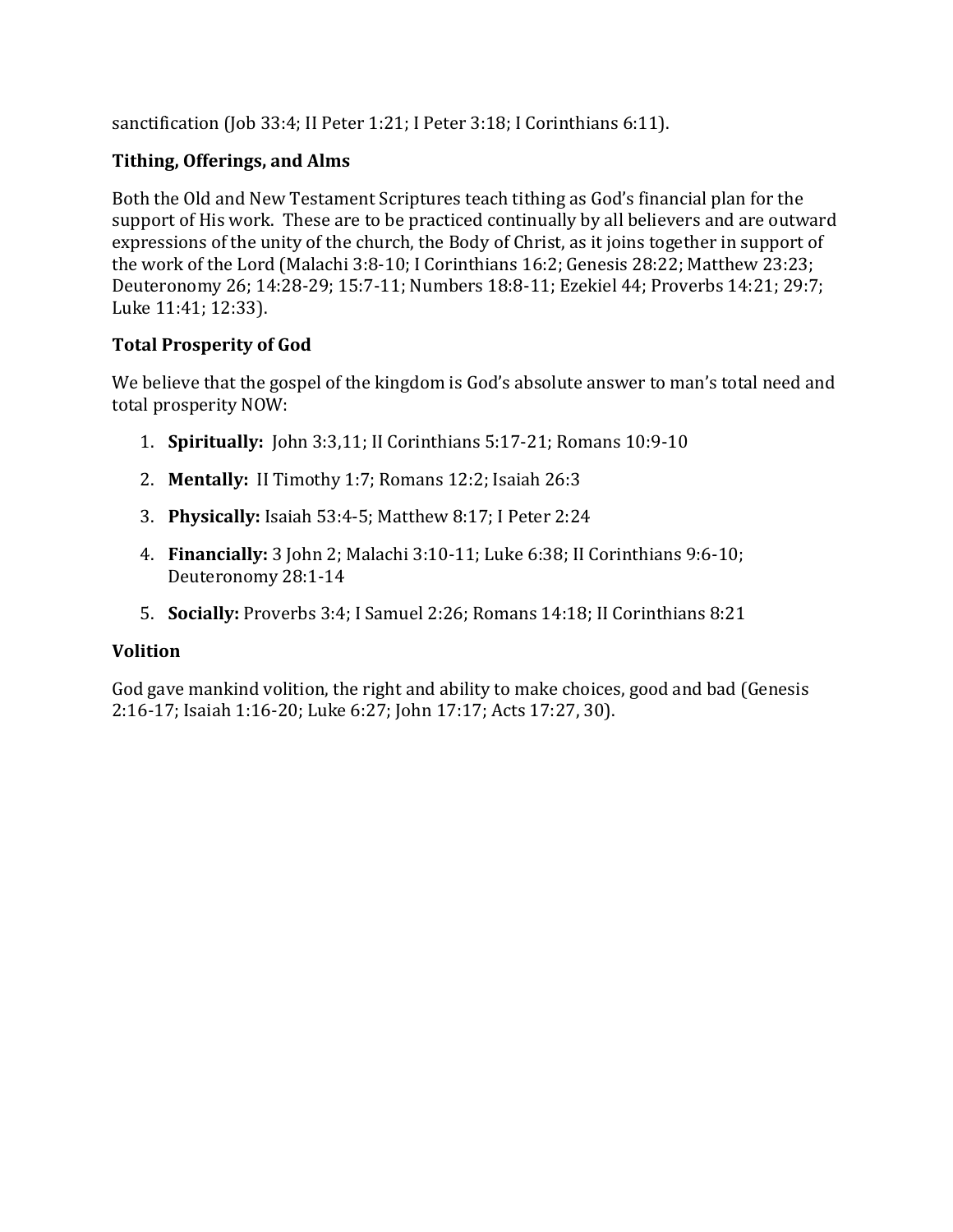sanctification (Job 33:4; II Peter 1:21; I Peter 3:18; I Corinthians 6:11).

**Tithing, Offerings, and Alms**

Both the Old and New Testament Scriptures teach tithing as God's financial plan for the support of His work. These are to be practiced continually by all believers and are outward expressions of the unity of the church, the Body of Christ, as it joins together in support of the work of the Lord (Malachi 3:8-10; I Corinthians 16:2; Genesis 28:22; Matthew 23:23; Deuteronomy 26; 14:28-29; 15:7-11; Numbers 18:8-11; Ezekiel 44; Proverbs 14:21; 29:7; Luke 11:41; 12:33).

**Total Prosperity of God**

We believe that the gospel of the kingdom is God's absolute answer to man's total need and total prosperity NOW:

1. **Spiritually:** John 3:3,11; II Corinthians 5:17-21; Romans 10:9-10
2. **Mentally:** II Timothy 1:7; Romans 12:2; Isaiah 26:3
3. **Physically:** Isaiah 53:4-5; Matthew 8:17; I Peter 2:24
4. **Financially:** 3 John 2; Malachi 3:10-11; Luke 6:38; II Corinthians 9:6-10; Deuteronomy 28:1-14
5. **Socially:** Proverbs 3:4; I Samuel 2:26; Romans 14:18; II Corinthians 8:21

**Volition**

God gave mankind volition, the right and ability to make choices, good and bad (Genesis 2:16-17; Isaiah 1:16-20; Luke 6:27; John 17:17; Acts 17:27, 30).